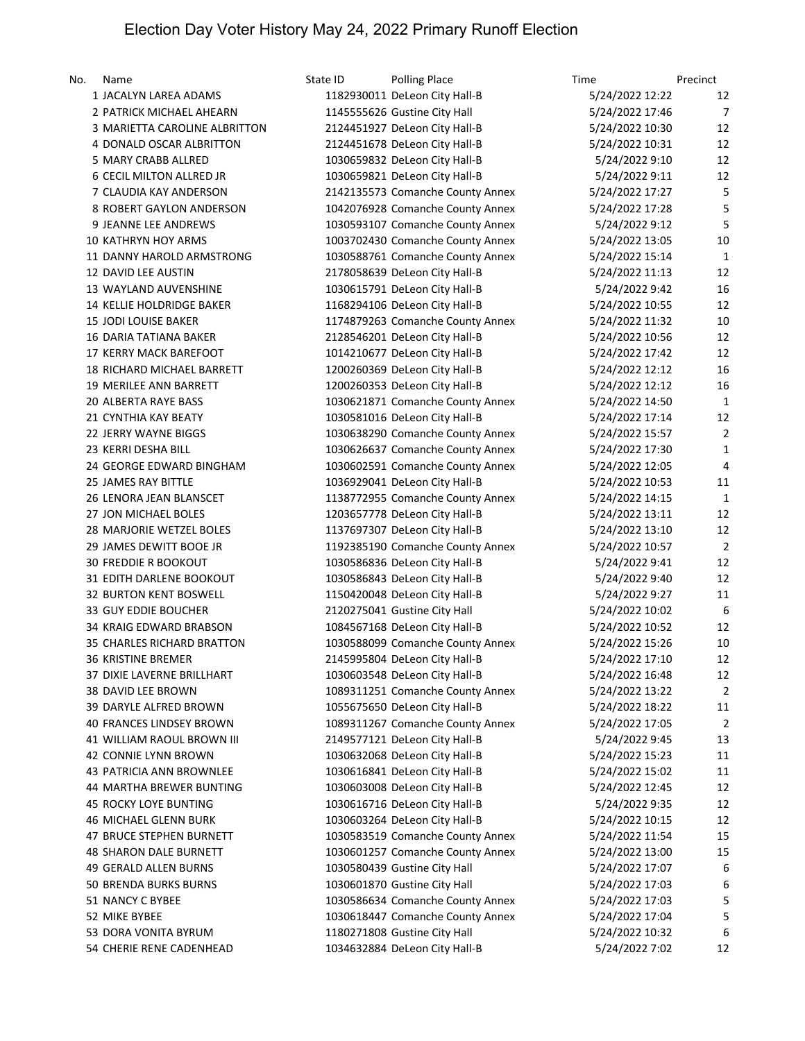# Election Day Voter History May 24, 2022 Primary Runoff Election

| No. | Name | State ID | Polling Place | Time | Precinct |
|---|---|---|---|---|---|
| 1 | JACALYN LAREA ADAMS | 1182930011 | DeLeon City Hall-B | 5/24/2022 12:22 | 12 |
| 2 | PATRICK MICHAEL AHEARN | 1145555626 | Gustine City Hall | 5/24/2022 17:46 | 7 |
| 3 | MARIETTA CAROLINE ALBRITTON | 2124451927 | DeLeon City Hall-B | 5/24/2022 10:30 | 12 |
| 4 | DONALD OSCAR ALBRITTON | 2124451678 | DeLeon City Hall-B | 5/24/2022 10:31 | 12 |
| 5 | MARY CRABB ALLRED | 1030659832 | DeLeon City Hall-B | 5/24/2022 9:10 | 12 |
| 6 | CECIL MILTON ALLRED JR | 1030659821 | DeLeon City Hall-B | 5/24/2022 9:11 | 12 |
| 7 | CLAUDIA KAY ANDERSON | 2142135573 | Comanche County Annex | 5/24/2022 17:27 | 5 |
| 8 | ROBERT GAYLON ANDERSON | 1042076928 | Comanche County Annex | 5/24/2022 17:28 | 5 |
| 9 | JEANNE LEE ANDREWS | 1030593107 | Comanche County Annex | 5/24/2022 9:12 | 5 |
| 10 | KATHRYN HOY ARMS | 1003702430 | Comanche County Annex | 5/24/2022 13:05 | 10 |
| 11 | DANNY HAROLD ARMSTRONG | 1030588761 | Comanche County Annex | 5/24/2022 15:14 | 1 |
| 12 | DAVID LEE AUSTIN | 2178058639 | DeLeon City Hall-B | 5/24/2022 11:13 | 12 |
| 13 | WAYLAND AUVENSHINE | 1030615791 | DeLeon City Hall-B | 5/24/2022 9:42 | 16 |
| 14 | KELLIE HOLDRIDGE BAKER | 1168294106 | DeLeon City Hall-B | 5/24/2022 10:55 | 12 |
| 15 | JODI LOUISE BAKER | 1174879263 | Comanche County Annex | 5/24/2022 11:32 | 10 |
| 16 | DARIA TATIANA BAKER | 2128546201 | DeLeon City Hall-B | 5/24/2022 10:56 | 12 |
| 17 | KERRY MACK BAREFOOT | 1014210677 | DeLeon City Hall-B | 5/24/2022 17:42 | 12 |
| 18 | RICHARD MICHAEL BARRETT | 1200260369 | DeLeon City Hall-B | 5/24/2022 12:12 | 16 |
| 19 | MERILEE ANN BARRETT | 1200260353 | DeLeon City Hall-B | 5/24/2022 12:12 | 16 |
| 20 | ALBERTA RAYE BASS | 1030621871 | Comanche County Annex | 5/24/2022 14:50 | 1 |
| 21 | CYNTHIA KAY BEATY | 1030581016 | DeLeon City Hall-B | 5/24/2022 17:14 | 12 |
| 22 | JERRY WAYNE BIGGS | 1030638290 | Comanche County Annex | 5/24/2022 15:57 | 2 |
| 23 | KERRI DESHA BILL | 1030626637 | Comanche County Annex | 5/24/2022 17:30 | 1 |
| 24 | GEORGE EDWARD BINGHAM | 1030602591 | Comanche County Annex | 5/24/2022 12:05 | 4 |
| 25 | JAMES RAY BITTLE | 1036929041 | DeLeon City Hall-B | 5/24/2022 10:53 | 11 |
| 26 | LENORA JEAN BLANSCET | 1138772955 | Comanche County Annex | 5/24/2022 14:15 | 1 |
| 27 | JON MICHAEL BOLES | 1203657778 | DeLeon City Hall-B | 5/24/2022 13:11 | 12 |
| 28 | MARJORIE WETZEL BOLES | 1137697307 | DeLeon City Hall-B | 5/24/2022 13:10 | 12 |
| 29 | JAMES DEWITT BOOE JR | 1192385190 | Comanche County Annex | 5/24/2022 10:57 | 2 |
| 30 | FREDDIE R BOOKOUT | 1030586836 | DeLeon City Hall-B | 5/24/2022 9:41 | 12 |
| 31 | EDITH DARLENE BOOKOUT | 1030586843 | DeLeon City Hall-B | 5/24/2022 9:40 | 12 |
| 32 | BURTON KENT BOSWELL | 1150420048 | DeLeon City Hall-B | 5/24/2022 9:27 | 11 |
| 33 | GUY EDDIE BOUCHER | 2120275041 | Gustine City Hall | 5/24/2022 10:02 | 6 |
| 34 | KRAIG EDWARD BRABSON | 1084567168 | DeLeon City Hall-B | 5/24/2022 10:52 | 12 |
| 35 | CHARLES RICHARD BRATTON | 1030588099 | Comanche County Annex | 5/24/2022 15:26 | 10 |
| 36 | KRISTINE BREMER | 2145995804 | DeLeon City Hall-B | 5/24/2022 17:10 | 12 |
| 37 | DIXIE LAVERNE BRILLHART | 1030603548 | DeLeon City Hall-B | 5/24/2022 16:48 | 12 |
| 38 | DAVID LEE BROWN | 1089311251 | Comanche County Annex | 5/24/2022 13:22 | 2 |
| 39 | DARYLE ALFRED BROWN | 1055675650 | DeLeon City Hall-B | 5/24/2022 18:22 | 11 |
| 40 | FRANCES LINDSEY BROWN | 1089311267 | Comanche County Annex | 5/24/2022 17:05 | 2 |
| 41 | WILLIAM RAOUL BROWN III | 2149577121 | DeLeon City Hall-B | 5/24/2022 9:45 | 13 |
| 42 | CONNIE LYNN BROWN | 1030632068 | DeLeon City Hall-B | 5/24/2022 15:23 | 11 |
| 43 | PATRICIA ANN BROWNLEE | 1030616841 | DeLeon City Hall-B | 5/24/2022 15:02 | 11 |
| 44 | MARTHA BREWER BUNTING | 1030603008 | DeLeon City Hall-B | 5/24/2022 12:45 | 12 |
| 45 | ROCKY LOYE BUNTING | 1030616716 | DeLeon City Hall-B | 5/24/2022 9:35 | 12 |
| 46 | MICHAEL GLENN BURK | 1030603264 | DeLeon City Hall-B | 5/24/2022 10:15 | 12 |
| 47 | BRUCE STEPHEN BURNETT | 1030583519 | Comanche County Annex | 5/24/2022 11:54 | 15 |
| 48 | SHARON DALE BURNETT | 1030601257 | Comanche County Annex | 5/24/2022 13:00 | 15 |
| 49 | GERALD ALLEN BURNS | 1030580439 | Gustine City Hall | 5/24/2022 17:07 | 6 |
| 50 | BRENDA BURKS BURNS | 1030601870 | Gustine City Hall | 5/24/2022 17:03 | 6 |
| 51 | NANCY C BYBEE | 1030586634 | Comanche County Annex | 5/24/2022 17:03 | 5 |
| 52 | MIKE BYBEE | 1030618447 | Comanche County Annex | 5/24/2022 17:04 | 5 |
| 53 | DORA VONITA BYRUM | 1180271808 | Gustine City Hall | 5/24/2022 10:32 | 6 |
| 54 | CHERIE RENE CADENHEAD | 1034632884 | DeLeon City Hall-B | 5/24/2022 7:02 | 12 |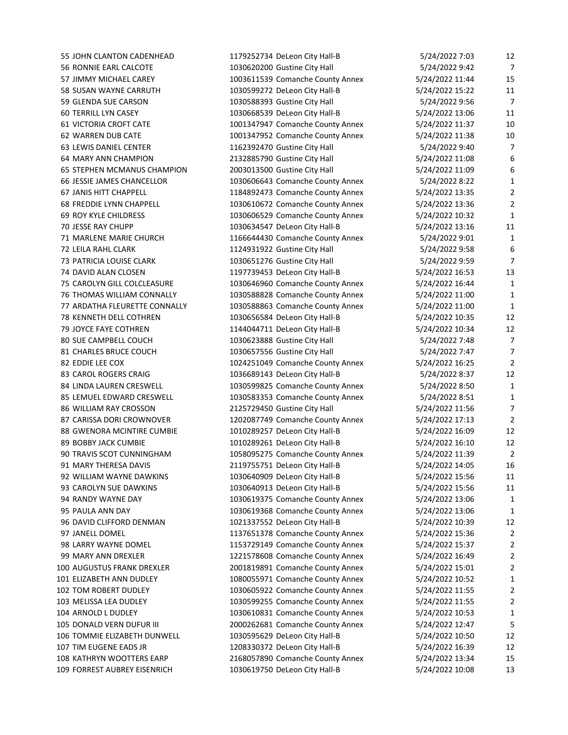| | | | | | |
|---|---|---|---|---|---|
| 55 | JOHN CLANTON CADENHEAD | 1179252734 | DeLeon City Hall-B | 5/24/2022 7:03 | 12 |
| 56 | RONNIE EARL CALCOTE | 1030620200 | Gustine City Hall | 5/24/2022 9:42 | 7 |
| 57 | JIMMY MICHAEL CAREY | 1003611539 | Comanche County Annex | 5/24/2022 11:44 | 15 |
| 58 | SUSAN WAYNE CARRUTH | 1030599272 | DeLeon City Hall-B | 5/24/2022 15:22 | 11 |
| 59 | GLENDA SUE CARSON | 1030588393 | Gustine City Hall | 5/24/2022 9:56 | 7 |
| 60 | TERRILL LYN CASEY | 1030668539 | DeLeon City Hall-B | 5/24/2022 13:06 | 11 |
| 61 | VICTORIA CROFT CATE | 1001347947 | Comanche County Annex | 5/24/2022 11:37 | 10 |
| 62 | WARREN DUB CATE | 1001347952 | Comanche County Annex | 5/24/2022 11:38 | 10 |
| 63 | LEWIS DANIEL CENTER | 1162392470 | Gustine City Hall | 5/24/2022 9:40 | 7 |
| 64 | MARY ANN CHAMPION | 2132885790 | Gustine City Hall | 5/24/2022 11:08 | 6 |
| 65 | STEPHEN MCMANUS CHAMPION | 2003013500 | Gustine City Hall | 5/24/2022 11:09 | 6 |
| 66 | JESSIE JAMES CHANCELLOR | 1030606643 | Comanche County Annex | 5/24/2022 8:22 | 1 |
| 67 | JANIS HITT CHAPPELL | 1184892473 | Comanche County Annex | 5/24/2022 13:35 | 2 |
| 68 | FREDDIE LYNN CHAPPELL | 1030610672 | Comanche County Annex | 5/24/2022 13:36 | 2 |
| 69 | ROY KYLE CHILDRESS | 1030606529 | Comanche County Annex | 5/24/2022 10:32 | 1 |
| 70 | JESSE RAY CHUPP | 1030634547 | DeLeon City Hall-B | 5/24/2022 13:16 | 11 |
| 71 | MARLENE MARIE CHURCH | 1166644430 | Comanche County Annex | 5/24/2022 9:01 | 1 |
| 72 | LEILA RAHL CLARK | 1124931922 | Gustine City Hall | 5/24/2022 9:58 | 6 |
| 73 | PATRICIA LOUISE CLARK | 1030651276 | Gustine City Hall | 5/24/2022 9:59 | 7 |
| 74 | DAVID ALAN CLOSEN | 1197739453 | DeLeon City Hall-B | 5/24/2022 16:53 | 13 |
| 75 | CAROLYN GILL COLCLEASURE | 1030646960 | Comanche County Annex | 5/24/2022 16:44 | 1 |
| 76 | THOMAS WILLIAM CONNALLY | 1030588828 | Comanche County Annex | 5/24/2022 11:00 | 1 |
| 77 | ARDATHA FLEURETTE CONNALLY | 1030588863 | Comanche County Annex | 5/24/2022 11:00 | 1 |
| 78 | KENNETH DELL COTHREN | 1030656584 | DeLeon City Hall-B | 5/24/2022 10:35 | 12 |
| 79 | JOYCE FAYE COTHREN | 1144044711 | DeLeon City Hall-B | 5/24/2022 10:34 | 12 |
| 80 | SUE CAMPBELL COUCH | 1030623888 | Gustine City Hall | 5/24/2022 7:48 | 7 |
| 81 | CHARLES BRUCE COUCH | 1030657556 | Gustine City Hall | 5/24/2022 7:47 | 7 |
| 82 | EDDIE LEE COX | 1024251049 | Comanche County Annex | 5/24/2022 16:25 | 2 |
| 83 | CAROL ROGERS CRAIG | 1036689143 | DeLeon City Hall-B | 5/24/2022 8:37 | 12 |
| 84 | LINDA LAUREN CRESWELL | 1030599825 | Comanche County Annex | 5/24/2022 8:50 | 1 |
| 85 | LEMUEL EDWARD CRESWELL | 1030583353 | Comanche County Annex | 5/24/2022 8:51 | 1 |
| 86 | WILLIAM RAY CROSSON | 2125729450 | Gustine City Hall | 5/24/2022 11:56 | 7 |
| 87 | CARISSA DORI CROWNOVER | 1202087749 | Comanche County Annex | 5/24/2022 17:13 | 2 |
| 88 | GWENORA MCINTIRE CUMBIE | 1010289257 | DeLeon City Hall-B | 5/24/2022 16:09 | 12 |
| 89 | BOBBY JACK CUMBIE | 1010289261 | DeLeon City Hall-B | 5/24/2022 16:10 | 12 |
| 90 | TRAVIS SCOT CUNNINGHAM | 1058095275 | Comanche County Annex | 5/24/2022 11:39 | 2 |
| 91 | MARY THERESA DAVIS | 2119755751 | DeLeon City Hall-B | 5/24/2022 14:05 | 16 |
| 92 | WILLIAM WAYNE DAWKINS | 1030640909 | DeLeon City Hall-B | 5/24/2022 15:56 | 11 |
| 93 | CAROLYN SUE DAWKINS | 1030640913 | DeLeon City Hall-B | 5/24/2022 15:56 | 11 |
| 94 | RANDY WAYNE DAY | 1030619375 | Comanche County Annex | 5/24/2022 13:06 | 1 |
| 95 | PAULA ANN DAY | 1030619368 | Comanche County Annex | 5/24/2022 13:06 | 1 |
| 96 | DAVID CLIFFORD DENMAN | 1021337552 | DeLeon City Hall-B | 5/24/2022 10:39 | 12 |
| 97 | JANELL DOMEL | 1137651378 | Comanche County Annex | 5/24/2022 15:36 | 2 |
| 98 | LARRY WAYNE DOMEL | 1153729149 | Comanche County Annex | 5/24/2022 15:37 | 2 |
| 99 | MARY ANN DREXLER | 1221578608 | Comanche County Annex | 5/24/2022 16:49 | 2 |
| 100 | AUGUSTUS FRANK DREXLER | 2001819891 | Comanche County Annex | 5/24/2022 15:01 | 2 |
| 101 | ELIZABETH ANN DUDLEY | 1080055971 | Comanche County Annex | 5/24/2022 10:52 | 1 |
| 102 | TOM ROBERT DUDLEY | 1030605922 | Comanche County Annex | 5/24/2022 11:55 | 2 |
| 103 | MELISSA LEA DUDLEY | 1030599255 | Comanche County Annex | 5/24/2022 11:55 | 2 |
| 104 | ARNOLD L DUDLEY | 1030610831 | Comanche County Annex | 5/24/2022 10:53 | 1 |
| 105 | DONALD VERN DUFUR III | 2000262681 | Comanche County Annex | 5/24/2022 12:47 | 5 |
| 106 | TOMMIE ELIZABETH DUNWELL | 1030595629 | DeLeon City Hall-B | 5/24/2022 10:50 | 12 |
| 107 | TIM EUGENE EADS JR | 1208330372 | DeLeon City Hall-B | 5/24/2022 16:39 | 12 |
| 108 | KATHRYN WOOTTERS EARP | 2168057890 | Comanche County Annex | 5/24/2022 13:34 | 15 |
| 109 | FORREST AUBREY EISENRICH | 1030619750 | DeLeon City Hall-B | 5/24/2022 10:08 | 13 |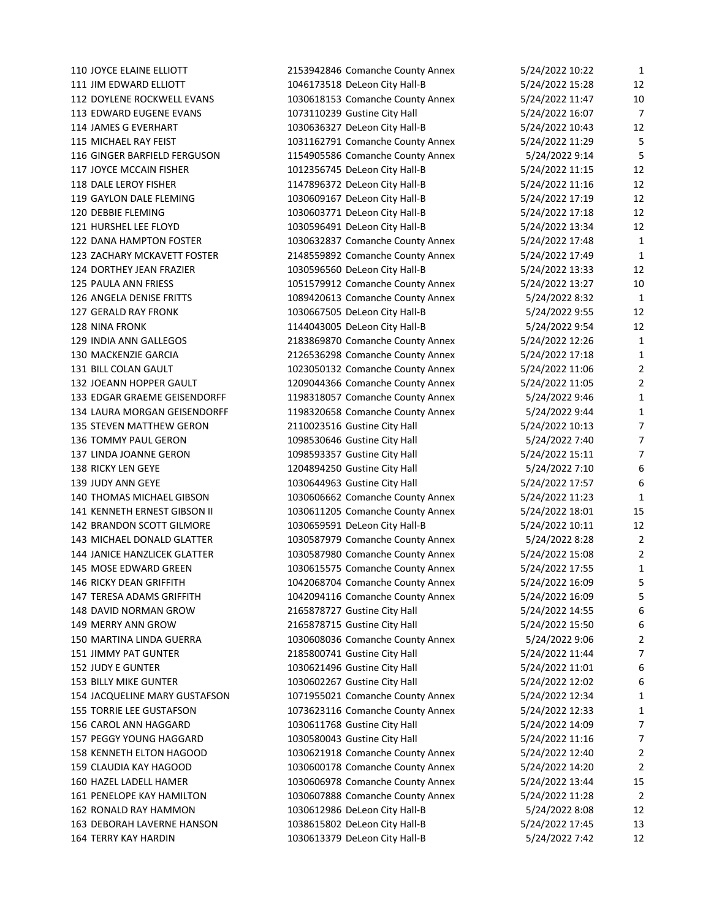| | | | | | |
|---|---|---|---|---|---|
| 110 | JOYCE ELAINE ELLIOTT | 2153942846 | Comanche County Annex | 5/24/2022 10:22 | 1 |
| 111 | JIM EDWARD ELLIOTT | 1046173518 | DeLeon City Hall-B | 5/24/2022 15:28 | 12 |
| 112 | DOYLENE ROCKWELL EVANS | 1030618153 | Comanche County Annex | 5/24/2022 11:47 | 10 |
| 113 | EDWARD EUGENE EVANS | 1073110239 | Gustine City Hall | 5/24/2022 16:07 | 7 |
| 114 | JAMES G EVERHART | 1030636327 | DeLeon City Hall-B | 5/24/2022 10:43 | 12 |
| 115 | MICHAEL RAY FEIST | 1031162791 | Comanche County Annex | 5/24/2022 11:29 | 5 |
| 116 | GINGER BARFIELD FERGUSON | 1154905586 | Comanche County Annex | 5/24/2022 9:14 | 5 |
| 117 | JOYCE MCCAIN FISHER | 1012356745 | DeLeon City Hall-B | 5/24/2022 11:15 | 12 |
| 118 | DALE LEROY FISHER | 1147896372 | DeLeon City Hall-B | 5/24/2022 11:16 | 12 |
| 119 | GAYLON DALE FLEMING | 1030609167 | DeLeon City Hall-B | 5/24/2022 17:19 | 12 |
| 120 | DEBBIE FLEMING | 1030603771 | DeLeon City Hall-B | 5/24/2022 17:18 | 12 |
| 121 | HURSHEL LEE FLOYD | 1030596491 | DeLeon City Hall-B | 5/24/2022 13:34 | 12 |
| 122 | DANA HAMPTON FOSTER | 1030632837 | Comanche County Annex | 5/24/2022 17:48 | 1 |
| 123 | ZACHARY MCKAVETT FOSTER | 2148559892 | Comanche County Annex | 5/24/2022 17:49 | 1 |
| 124 | DORTHEY JEAN FRAZIER | 1030596560 | DeLeon City Hall-B | 5/24/2022 13:33 | 12 |
| 125 | PAULA ANN FRIESS | 1051579912 | Comanche County Annex | 5/24/2022 13:27 | 10 |
| 126 | ANGELA DENISE FRITTS | 1089420613 | Comanche County Annex | 5/24/2022 8:32 | 1 |
| 127 | GERALD RAY FRONK | 1030667505 | DeLeon City Hall-B | 5/24/2022 9:55 | 12 |
| 128 | NINA FRONK | 1144043005 | DeLeon City Hall-B | 5/24/2022 9:54 | 12 |
| 129 | INDIA ANN GALLEGOS | 2183869870 | Comanche County Annex | 5/24/2022 12:26 | 1 |
| 130 | MACKENZIE GARCIA | 2126536298 | Comanche County Annex | 5/24/2022 17:18 | 1 |
| 131 | BILL COLAN GAULT | 1023050132 | Comanche County Annex | 5/24/2022 11:06 | 2 |
| 132 | JOEANN HOPPER GAULT | 1209044366 | Comanche County Annex | 5/24/2022 11:05 | 2 |
| 133 | EDGAR GRAEME GEISENDORFF | 1198318057 | Comanche County Annex | 5/24/2022 9:46 | 1 |
| 134 | LAURA MORGAN GEISENDORFF | 1198320658 | Comanche County Annex | 5/24/2022 9:44 | 1 |
| 135 | STEVEN MATTHEW GERON | 2110023516 | Gustine City Hall | 5/24/2022 10:13 | 7 |
| 136 | TOMMY PAUL GERON | 1098530646 | Gustine City Hall | 5/24/2022 7:40 | 7 |
| 137 | LINDA JOANNE GERON | 1098593357 | Gustine City Hall | 5/24/2022 15:11 | 7 |
| 138 | RICKY LEN GEYE | 1204894250 | Gustine City Hall | 5/24/2022 7:10 | 6 |
| 139 | JUDY ANN GEYE | 1030644963 | Gustine City Hall | 5/24/2022 17:57 | 6 |
| 140 | THOMAS MICHAEL GIBSON | 1030606662 | Comanche County Annex | 5/24/2022 11:23 | 1 |
| 141 | KENNETH ERNEST GIBSON II | 1030611205 | Comanche County Annex | 5/24/2022 18:01 | 15 |
| 142 | BRANDON SCOTT GILMORE | 1030659591 | DeLeon City Hall-B | 5/24/2022 10:11 | 12 |
| 143 | MICHAEL DONALD GLATTER | 1030587979 | Comanche County Annex | 5/24/2022 8:28 | 2 |
| 144 | JANICE HANZLICEK GLATTER | 1030587980 | Comanche County Annex | 5/24/2022 15:08 | 2 |
| 145 | MOSE EDWARD GREEN | 1030615575 | Comanche County Annex | 5/24/2022 17:55 | 1 |
| 146 | RICKY DEAN GRIFFITH | 1042068704 | Comanche County Annex | 5/24/2022 16:09 | 5 |
| 147 | TERESA ADAMS GRIFFITH | 1042094116 | Comanche County Annex | 5/24/2022 16:09 | 5 |
| 148 | DAVID NORMAN GROW | 2165878727 | Gustine City Hall | 5/24/2022 14:55 | 6 |
| 149 | MERRY ANN GROW | 2165878715 | Gustine City Hall | 5/24/2022 15:50 | 6 |
| 150 | MARTINA LINDA GUERRA | 1030608036 | Comanche County Annex | 5/24/2022 9:06 | 2 |
| 151 | JIMMY PAT GUNTER | 2185800741 | Gustine City Hall | 5/24/2022 11:44 | 7 |
| 152 | JUDY E GUNTER | 1030621496 | Gustine City Hall | 5/24/2022 11:01 | 6 |
| 153 | BILLY MIKE GUNTER | 1030602267 | Gustine City Hall | 5/24/2022 12:02 | 6 |
| 154 | JACQUELINE MARY GUSTAFSON | 1071955021 | Comanche County Annex | 5/24/2022 12:34 | 1 |
| 155 | TORRIE LEE GUSTAFSON | 1073623116 | Comanche County Annex | 5/24/2022 12:33 | 1 |
| 156 | CAROL ANN HAGGARD | 1030611768 | Gustine City Hall | 5/24/2022 14:09 | 7 |
| 157 | PEGGY YOUNG HAGGARD | 1030580043 | Gustine City Hall | 5/24/2022 11:16 | 7 |
| 158 | KENNETH ELTON HAGOOD | 1030621918 | Comanche County Annex | 5/24/2022 12:40 | 2 |
| 159 | CLAUDIA KAY HAGOOD | 1030600178 | Comanche County Annex | 5/24/2022 14:20 | 2 |
| 160 | HAZEL LADELL HAMER | 1030606978 | Comanche County Annex | 5/24/2022 13:44 | 15 |
| 161 | PENELOPE KAY HAMILTON | 1030607888 | Comanche County Annex | 5/24/2022 11:28 | 2 |
| 162 | RONALD RAY HAMMON | 1030612986 | DeLeon City Hall-B | 5/24/2022 8:08 | 12 |
| 163 | DEBORAH LAVERNE HANSON | 1038615802 | DeLeon City Hall-B | 5/24/2022 17:45 | 13 |
| 164 | TERRY KAY HARDIN | 1030613379 | DeLeon City Hall-B | 5/24/2022 7:42 | 12 |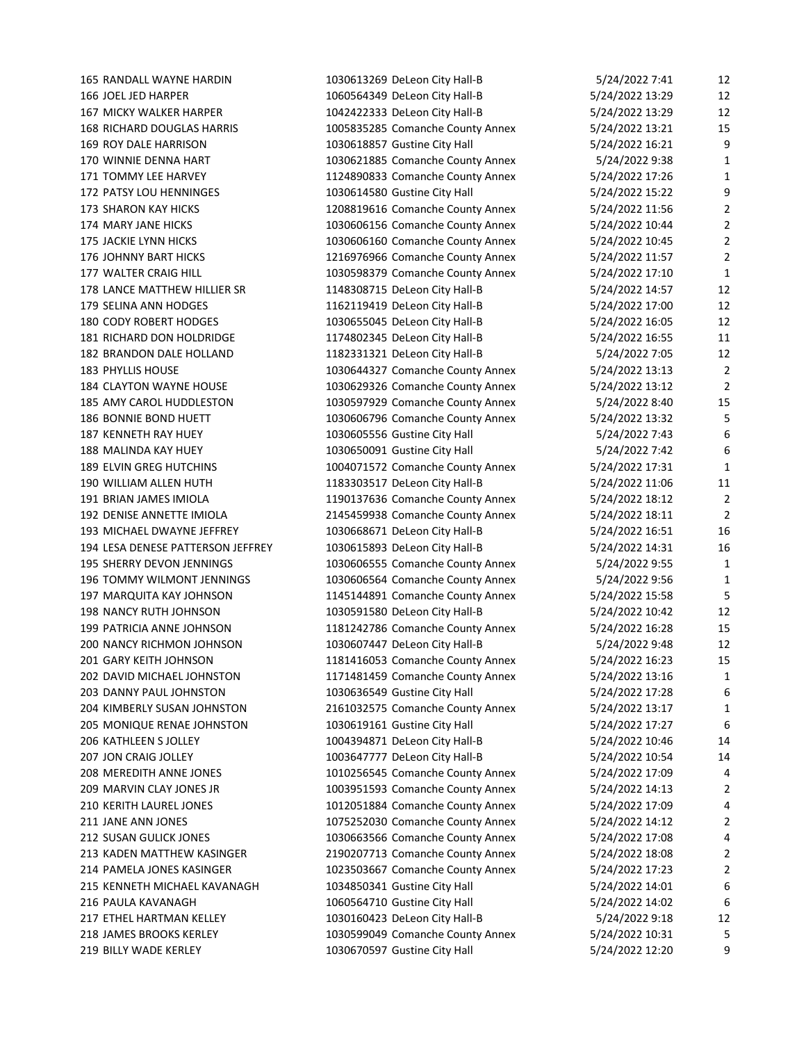| | | | | | |
|---|---|---|---|---|---|
| 165 | RANDALL WAYNE HARDIN | 1030613269 | DeLeon City Hall-B | 5/24/2022 7:41 | 12 |
| 166 | JOEL JED HARPER | 1060564349 | DeLeon City Hall-B | 5/24/2022 13:29 | 12 |
| 167 | MICKY WALKER HARPER | 1042422333 | DeLeon City Hall-B | 5/24/2022 13:29 | 12 |
| 168 | RICHARD DOUGLAS HARRIS | 1005835285 | Comanche County Annex | 5/24/2022 13:21 | 15 |
| 169 | ROY DALE HARRISON | 1030618857 | Gustine City Hall | 5/24/2022 16:21 | 9 |
| 170 | WINNIE DENNA HART | 1030621885 | Comanche County Annex | 5/24/2022 9:38 | 1 |
| 171 | TOMMY LEE HARVEY | 1124890833 | Comanche County Annex | 5/24/2022 17:26 | 1 |
| 172 | PATSY LOU HENNINGES | 1030614580 | Gustine City Hall | 5/24/2022 15:22 | 9 |
| 173 | SHARON KAY HICKS | 1208819616 | Comanche County Annex | 5/24/2022 11:56 | 2 |
| 174 | MARY JANE HICKS | 1030606156 | Comanche County Annex | 5/24/2022 10:44 | 2 |
| 175 | JACKIE LYNN HICKS | 1030606160 | Comanche County Annex | 5/24/2022 10:45 | 2 |
| 176 | JOHNNY BART HICKS | 1216976966 | Comanche County Annex | 5/24/2022 11:57 | 2 |
| 177 | WALTER CRAIG HILL | 1030598379 | Comanche County Annex | 5/24/2022 17:10 | 1 |
| 178 | LANCE MATTHEW HILLIER SR | 1148308715 | DeLeon City Hall-B | 5/24/2022 14:57 | 12 |
| 179 | SELINA ANN HODGES | 1162119419 | DeLeon City Hall-B | 5/24/2022 17:00 | 12 |
| 180 | CODY ROBERT HODGES | 1030655045 | DeLeon City Hall-B | 5/24/2022 16:05 | 12 |
| 181 | RICHARD DON HOLDRIDGE | 1174802345 | DeLeon City Hall-B | 5/24/2022 16:55 | 11 |
| 182 | BRANDON DALE HOLLAND | 1182331321 | DeLeon City Hall-B | 5/24/2022 7:05 | 12 |
| 183 | PHYLLIS HOUSE | 1030644327 | Comanche County Annex | 5/24/2022 13:13 | 2 |
| 184 | CLAYTON WAYNE HOUSE | 1030629326 | Comanche County Annex | 5/24/2022 13:12 | 2 |
| 185 | AMY CAROL HUDDLESTON | 1030597929 | Comanche County Annex | 5/24/2022 8:40 | 15 |
| 186 | BONNIE BOND HUETT | 1030606796 | Comanche County Annex | 5/24/2022 13:32 | 5 |
| 187 | KENNETH RAY HUEY | 1030605556 | Gustine City Hall | 5/24/2022 7:43 | 6 |
| 188 | MALINDA KAY HUEY | 1030650091 | Gustine City Hall | 5/24/2022 7:42 | 6 |
| 189 | ELVIN GREG HUTCHINS | 1004071572 | Comanche County Annex | 5/24/2022 17:31 | 1 |
| 190 | WILLIAM ALLEN HUTH | 1183303517 | DeLeon City Hall-B | 5/24/2022 11:06 | 11 |
| 191 | BRIAN JAMES IMIOLA | 1190137636 | Comanche County Annex | 5/24/2022 18:12 | 2 |
| 192 | DENISE ANNETTE IMIOLA | 2145459938 | Comanche County Annex | 5/24/2022 18:11 | 2 |
| 193 | MICHAEL DWAYNE JEFFREY | 1030668671 | DeLeon City Hall-B | 5/24/2022 16:51 | 16 |
| 194 | LESA DENESE PATTERSON JEFFREY | 1030615893 | DeLeon City Hall-B | 5/24/2022 14:31 | 16 |
| 195 | SHERRY DEVON JENNINGS | 1030606555 | Comanche County Annex | 5/24/2022 9:55 | 1 |
| 196 | TOMMY WILMONT JENNINGS | 1030606564 | Comanche County Annex | 5/24/2022 9:56 | 1 |
| 197 | MARQUITA KAY JOHNSON | 1145144891 | Comanche County Annex | 5/24/2022 15:58 | 5 |
| 198 | NANCY RUTH JOHNSON | 1030591580 | DeLeon City Hall-B | 5/24/2022 10:42 | 12 |
| 199 | PATRICIA ANNE JOHNSON | 1181242786 | Comanche County Annex | 5/24/2022 16:28 | 15 |
| 200 | NANCY RICHMON JOHNSON | 1030607447 | DeLeon City Hall-B | 5/24/2022 9:48 | 12 |
| 201 | GARY KEITH JOHNSON | 1181416053 | Comanche County Annex | 5/24/2022 16:23 | 15 |
| 202 | DAVID MICHAEL JOHNSTON | 1171481459 | Comanche County Annex | 5/24/2022 13:16 | 1 |
| 203 | DANNY PAUL JOHNSTON | 1030636549 | Gustine City Hall | 5/24/2022 17:28 | 6 |
| 204 | KIMBERLY SUSAN JOHNSTON | 2161032575 | Comanche County Annex | 5/24/2022 13:17 | 1 |
| 205 | MONIQUE RENAE JOHNSTON | 1030619161 | Gustine City Hall | 5/24/2022 17:27 | 6 |
| 206 | KATHLEEN S JOLLEY | 1004394871 | DeLeon City Hall-B | 5/24/2022 10:46 | 14 |
| 207 | JON CRAIG JOLLEY | 1003647777 | DeLeon City Hall-B | 5/24/2022 10:54 | 14 |
| 208 | MEREDITH ANNE JONES | 1010256545 | Comanche County Annex | 5/24/2022 17:09 | 4 |
| 209 | MARVIN CLAY JONES JR | 1003951593 | Comanche County Annex | 5/24/2022 14:13 | 2 |
| 210 | KERITH LAUREL JONES | 1012051884 | Comanche County Annex | 5/24/2022 17:09 | 4 |
| 211 | JANE ANN JONES | 1075252030 | Comanche County Annex | 5/24/2022 14:12 | 2 |
| 212 | SUSAN GULICK JONES | 1030663566 | Comanche County Annex | 5/24/2022 17:08 | 4 |
| 213 | KADEN MATTHEW KASINGER | 2190207713 | Comanche County Annex | 5/24/2022 18:08 | 2 |
| 214 | PAMELA JONES KASINGER | 1023503667 | Comanche County Annex | 5/24/2022 17:23 | 2 |
| 215 | KENNETH MICHAEL KAVANAGH | 1034850341 | Gustine City Hall | 5/24/2022 14:01 | 6 |
| 216 | PAULA KAVANAGH | 1060564710 | Gustine City Hall | 5/24/2022 14:02 | 6 |
| 217 | ETHEL HARTMAN KELLEY | 1030160423 | DeLeon City Hall-B | 5/24/2022 9:18 | 12 |
| 218 | JAMES BROOKS KERLEY | 1030599049 | Comanche County Annex | 5/24/2022 10:31 | 5 |
| 219 | BILLY WADE KERLEY | 1030670597 | Gustine City Hall | 5/24/2022 12:20 | 9 |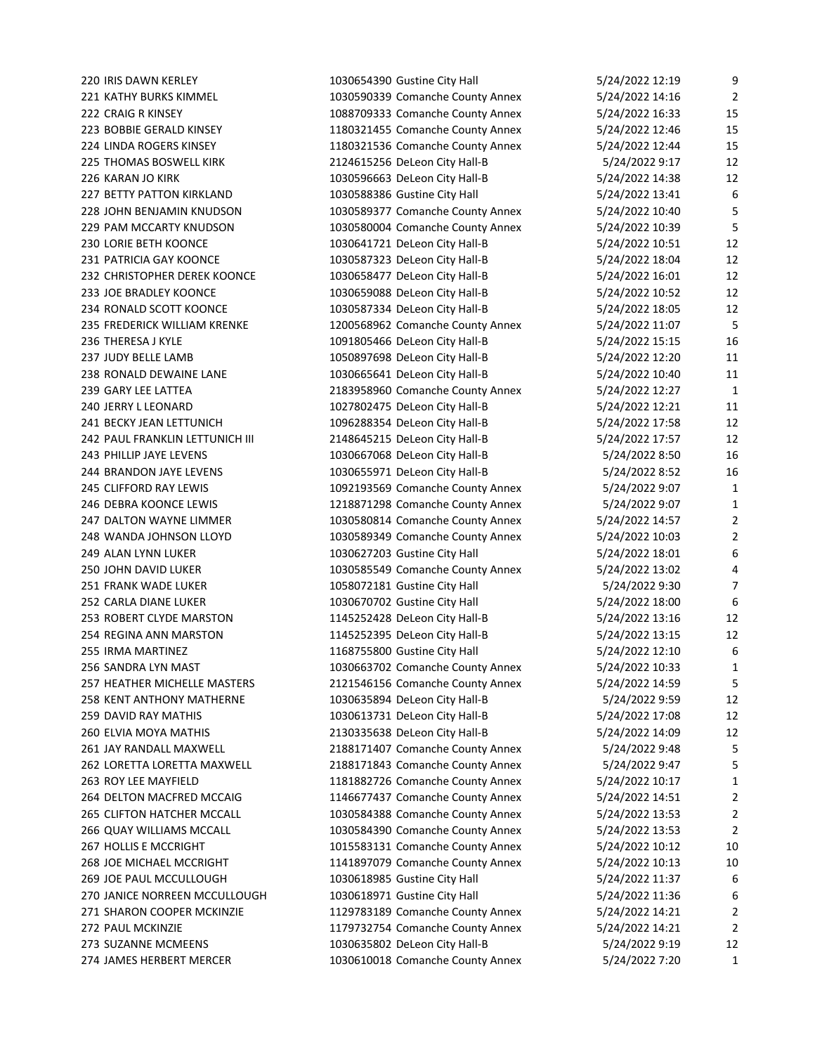| | | | | | |
|---|---|---|---|---|---|
| 220 | IRIS DAWN KERLEY | 1030654390 | Gustine City Hall | 5/24/2022 12:19 | 9 |
| 221 | KATHY BURKS KIMMEL | 1030590339 | Comanche County Annex | 5/24/2022 14:16 | 2 |
| 222 | CRAIG R KINSEY | 1088709333 | Comanche County Annex | 5/24/2022 16:33 | 15 |
| 223 | BOBBIE GERALD KINSEY | 1180321455 | Comanche County Annex | 5/24/2022 12:46 | 15 |
| 224 | LINDA ROGERS KINSEY | 1180321536 | Comanche County Annex | 5/24/2022 12:44 | 15 |
| 225 | THOMAS BOSWELL KIRK | 2124615256 | DeLeon City Hall-B | 5/24/2022 9:17 | 12 |
| 226 | KARAN JO KIRK | 1030596663 | DeLeon City Hall-B | 5/24/2022 14:38 | 12 |
| 227 | BETTY PATTON KIRKLAND | 1030588386 | Gustine City Hall | 5/24/2022 13:41 | 6 |
| 228 | JOHN BENJAMIN KNUDSON | 1030589377 | Comanche County Annex | 5/24/2022 10:40 | 5 |
| 229 | PAM MCCARTY KNUDSON | 1030580004 | Comanche County Annex | 5/24/2022 10:39 | 5 |
| 230 | LORIE BETH KOONCE | 1030641721 | DeLeon City Hall-B | 5/24/2022 10:51 | 12 |
| 231 | PATRICIA GAY KOONCE | 1030587323 | DeLeon City Hall-B | 5/24/2022 18:04 | 12 |
| 232 | CHRISTOPHER DEREK KOONCE | 1030658477 | DeLeon City Hall-B | 5/24/2022 16:01 | 12 |
| 233 | JOE BRADLEY KOONCE | 1030659088 | DeLeon City Hall-B | 5/24/2022 10:52 | 12 |
| 234 | RONALD SCOTT KOONCE | 1030587334 | DeLeon City Hall-B | 5/24/2022 18:05 | 12 |
| 235 | FREDERICK WILLIAM KRENKE | 1200568962 | Comanche County Annex | 5/24/2022 11:07 | 5 |
| 236 | THERESA J KYLE | 1091805466 | DeLeon City Hall-B | 5/24/2022 15:15 | 16 |
| 237 | JUDY BELLE LAMB | 1050897698 | DeLeon City Hall-B | 5/24/2022 12:20 | 11 |
| 238 | RONALD DEWAINE LANE | 1030665641 | DeLeon City Hall-B | 5/24/2022 10:40 | 11 |
| 239 | GARY LEE LATTEA | 2183958960 | Comanche County Annex | 5/24/2022 12:27 | 1 |
| 240 | JERRY L LEONARD | 1027802475 | DeLeon City Hall-B | 5/24/2022 12:21 | 11 |
| 241 | BECKY JEAN LETTUNICH | 1096288354 | DeLeon City Hall-B | 5/24/2022 17:58 | 12 |
| 242 | PAUL FRANKLIN LETTUNICH III | 2148645215 | DeLeon City Hall-B | 5/24/2022 17:57 | 12 |
| 243 | PHILLIP JAYE LEVENS | 1030667068 | DeLeon City Hall-B | 5/24/2022 8:50 | 16 |
| 244 | BRANDON JAYE LEVENS | 1030655971 | DeLeon City Hall-B | 5/24/2022 8:52 | 16 |
| 245 | CLIFFORD RAY LEWIS | 1092193569 | Comanche County Annex | 5/24/2022 9:07 | 1 |
| 246 | DEBRA KOONCE LEWIS | 1218871298 | Comanche County Annex | 5/24/2022 9:07 | 1 |
| 247 | DALTON WAYNE LIMMER | 1030580814 | Comanche County Annex | 5/24/2022 14:57 | 2 |
| 248 | WANDA JOHNSON LLOYD | 1030589349 | Comanche County Annex | 5/24/2022 10:03 | 2 |
| 249 | ALAN LYNN LUKER | 1030627203 | Gustine City Hall | 5/24/2022 18:01 | 6 |
| 250 | JOHN DAVID LUKER | 1030585549 | Comanche County Annex | 5/24/2022 13:02 | 4 |
| 251 | FRANK WADE LUKER | 1058072181 | Gustine City Hall | 5/24/2022 9:30 | 7 |
| 252 | CARLA DIANE LUKER | 1030670702 | Gustine City Hall | 5/24/2022 18:00 | 6 |
| 253 | ROBERT CLYDE MARSTON | 1145252428 | DeLeon City Hall-B | 5/24/2022 13:16 | 12 |
| 254 | REGINA ANN MARSTON | 1145252395 | DeLeon City Hall-B | 5/24/2022 13:15 | 12 |
| 255 | IRMA MARTINEZ | 1168755800 | Gustine City Hall | 5/24/2022 12:10 | 6 |
| 256 | SANDRA LYN MAST | 1030663702 | Comanche County Annex | 5/24/2022 10:33 | 1 |
| 257 | HEATHER MICHELLE MASTERS | 2121546156 | Comanche County Annex | 5/24/2022 14:59 | 5 |
| 258 | KENT ANTHONY MATHERNE | 1030635894 | DeLeon City Hall-B | 5/24/2022 9:59 | 12 |
| 259 | DAVID RAY MATHIS | 1030613731 | DeLeon City Hall-B | 5/24/2022 17:08 | 12 |
| 260 | ELVIA MOYA MATHIS | 2130335638 | DeLeon City Hall-B | 5/24/2022 14:09 | 12 |
| 261 | JAY RANDALL MAXWELL | 2188171407 | Comanche County Annex | 5/24/2022 9:48 | 5 |
| 262 | LORETTA LORETTA MAXWELL | 2188171843 | Comanche County Annex | 5/24/2022 9:47 | 5 |
| 263 | ROY LEE MAYFIELD | 1181882726 | Comanche County Annex | 5/24/2022 10:17 | 1 |
| 264 | DELTON MACFRED MCCAIG | 1146677437 | Comanche County Annex | 5/24/2022 14:51 | 2 |
| 265 | CLIFTON HATCHER MCCALL | 1030584388 | Comanche County Annex | 5/24/2022 13:53 | 2 |
| 266 | QUAY WILLIAMS MCCALL | 1030584390 | Comanche County Annex | 5/24/2022 13:53 | 2 |
| 267 | HOLLIS E MCCRIGHT | 1015583131 | Comanche County Annex | 5/24/2022 10:12 | 10 |
| 268 | JOE MICHAEL MCCRIGHT | 1141897079 | Comanche County Annex | 5/24/2022 10:13 | 10 |
| 269 | JOE PAUL MCCULLOUGH | 1030618985 | Gustine City Hall | 5/24/2022 11:37 | 6 |
| 270 | JANICE NORREEN MCCULLOUGH | 1030618971 | Gustine City Hall | 5/24/2022 11:36 | 6 |
| 271 | SHARON COOPER MCKINZIE | 1129783189 | Comanche County Annex | 5/24/2022 14:21 | 2 |
| 272 | PAUL MCKINZIE | 1179732754 | Comanche County Annex | 5/24/2022 14:21 | 2 |
| 273 | SUZANNE MCMEENS | 1030635802 | DeLeon City Hall-B | 5/24/2022 9:19 | 12 |
| 274 | JAMES HERBERT MERCER | 1030610018 | Comanche County Annex | 5/24/2022 7:20 | 1 |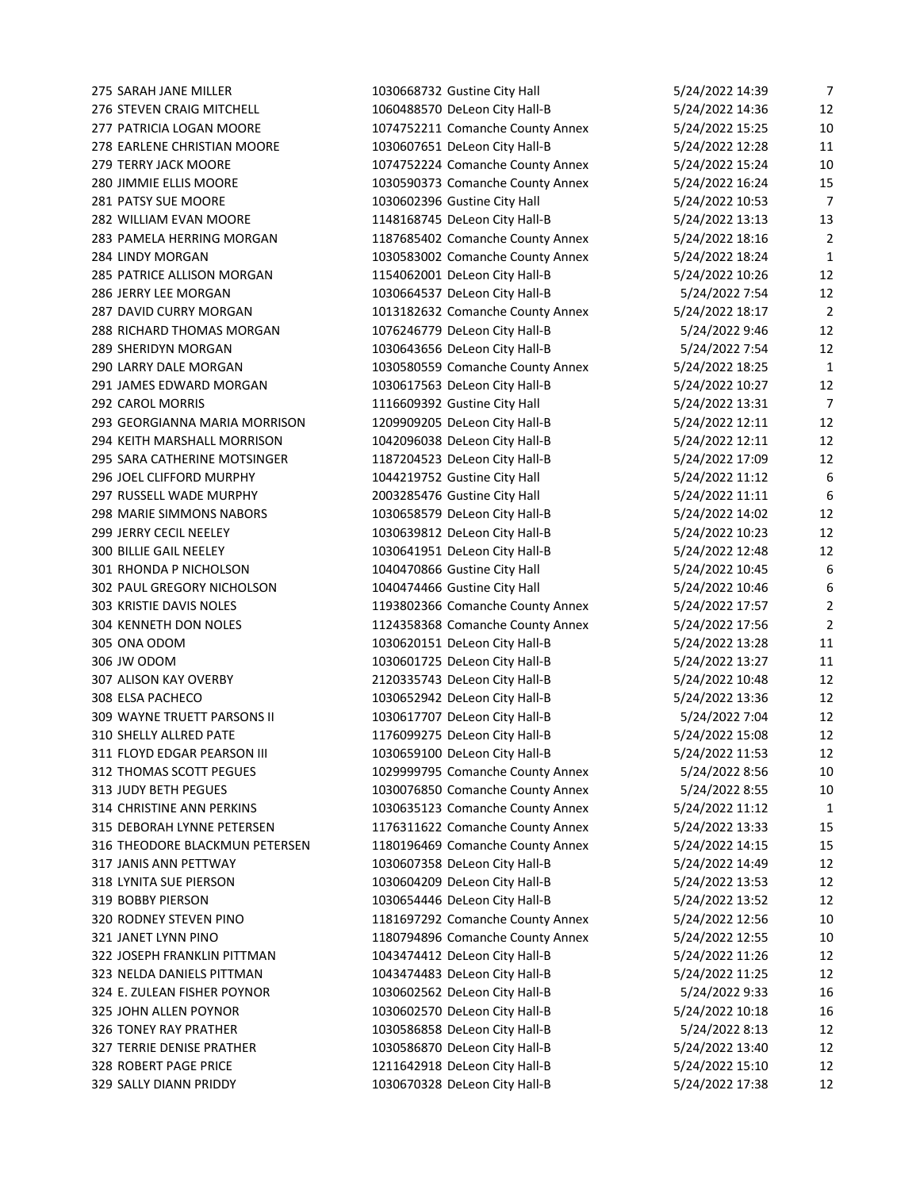| | | | | | |
|---|---|---|---|---|---|
| 275 | SARAH JANE MILLER | 1030668732 | Gustine City Hall | 5/24/2022 14:39 | 7 |
| 276 | STEVEN CRAIG MITCHELL | 1060488570 | DeLeon City Hall-B | 5/24/2022 14:36 | 12 |
| 277 | PATRICIA LOGAN MOORE | 1074752211 | Comanche County Annex | 5/24/2022 15:25 | 10 |
| 278 | EARLENE CHRISTIAN MOORE | 1030607651 | DeLeon City Hall-B | 5/24/2022 12:28 | 11 |
| 279 | TERRY JACK MOORE | 1074752224 | Comanche County Annex | 5/24/2022 15:24 | 10 |
| 280 | JIMMIE ELLIS MOORE | 1030590373 | Comanche County Annex | 5/24/2022 16:24 | 15 |
| 281 | PATSY SUE MOORE | 1030602396 | Gustine City Hall | 5/24/2022 10:53 | 7 |
| 282 | WILLIAM EVAN MOORE | 1148168745 | DeLeon City Hall-B | 5/24/2022 13:13 | 13 |
| 283 | PAMELA HERRING MORGAN | 1187685402 | Comanche County Annex | 5/24/2022 18:16 | 2 |
| 284 | LINDY MORGAN | 1030583002 | Comanche County Annex | 5/24/2022 18:24 | 1 |
| 285 | PATRICE ALLISON MORGAN | 1154062001 | DeLeon City Hall-B | 5/24/2022 10:26 | 12 |
| 286 | JERRY LEE MORGAN | 1030664537 | DeLeon City Hall-B | 5/24/2022 7:54 | 12 |
| 287 | DAVID CURRY MORGAN | 1013182632 | Comanche County Annex | 5/24/2022 18:17 | 2 |
| 288 | RICHARD THOMAS MORGAN | 1076246779 | DeLeon City Hall-B | 5/24/2022 9:46 | 12 |
| 289 | SHERIDYN MORGAN | 1030643656 | DeLeon City Hall-B | 5/24/2022 7:54 | 12 |
| 290 | LARRY DALE MORGAN | 1030580559 | Comanche County Annex | 5/24/2022 18:25 | 1 |
| 291 | JAMES EDWARD MORGAN | 1030617563 | DeLeon City Hall-B | 5/24/2022 10:27 | 12 |
| 292 | CAROL MORRIS | 1116609392 | Gustine City Hall | 5/24/2022 13:31 | 7 |
| 293 | GEORGIANNA MARIA MORRISON | 1209909205 | DeLeon City Hall-B | 5/24/2022 12:11 | 12 |
| 294 | KEITH MARSHALL MORRISON | 1042096038 | DeLeon City Hall-B | 5/24/2022 12:11 | 12 |
| 295 | SARA CATHERINE MOTSINGER | 1187204523 | DeLeon City Hall-B | 5/24/2022 17:09 | 12 |
| 296 | JOEL CLIFFORD MURPHY | 1044219752 | Gustine City Hall | 5/24/2022 11:12 | 6 |
| 297 | RUSSELL WADE MURPHY | 2003285476 | Gustine City Hall | 5/24/2022 11:11 | 6 |
| 298 | MARIE SIMMONS NABORS | 1030658579 | DeLeon City Hall-B | 5/24/2022 14:02 | 12 |
| 299 | JERRY CECIL NEELEY | 1030639812 | DeLeon City Hall-B | 5/24/2022 10:23 | 12 |
| 300 | BILLIE GAIL NEELEY | 1030641951 | DeLeon City Hall-B | 5/24/2022 12:48 | 12 |
| 301 | RHONDA P NICHOLSON | 1040470866 | Gustine City Hall | 5/24/2022 10:45 | 6 |
| 302 | PAUL GREGORY NICHOLSON | 1040474466 | Gustine City Hall | 5/24/2022 10:46 | 6 |
| 303 | KRISTIE DAVIS NOLES | 1193802366 | Comanche County Annex | 5/24/2022 17:57 | 2 |
| 304 | KENNETH DON NOLES | 1124358368 | Comanche County Annex | 5/24/2022 17:56 | 2 |
| 305 | ONA ODOM | 1030620151 | DeLeon City Hall-B | 5/24/2022 13:28 | 11 |
| 306 | JW ODOM | 1030601725 | DeLeon City Hall-B | 5/24/2022 13:27 | 11 |
| 307 | ALISON KAY OVERBY | 2120335743 | DeLeon City Hall-B | 5/24/2022 10:48 | 12 |
| 308 | ELSA PACHECO | 1030652942 | DeLeon City Hall-B | 5/24/2022 13:36 | 12 |
| 309 | WAYNE TRUETT PARSONS II | 1030617707 | DeLeon City Hall-B | 5/24/2022 7:04 | 12 |
| 310 | SHELLY ALLRED PATE | 1176099275 | DeLeon City Hall-B | 5/24/2022 15:08 | 12 |
| 311 | FLOYD EDGAR PEARSON III | 1030659100 | DeLeon City Hall-B | 5/24/2022 11:53 | 12 |
| 312 | THOMAS SCOTT PEGUES | 1029999795 | Comanche County Annex | 5/24/2022 8:56 | 10 |
| 313 | JUDY BETH PEGUES | 1030076850 | Comanche County Annex | 5/24/2022 8:55 | 10 |
| 314 | CHRISTINE ANN PERKINS | 1030635123 | Comanche County Annex | 5/24/2022 11:12 | 1 |
| 315 | DEBORAH LYNNE PETERSEN | 1176311622 | Comanche County Annex | 5/24/2022 13:33 | 15 |
| 316 | THEODORE BLACKMUN PETERSEN | 1180196469 | Comanche County Annex | 5/24/2022 14:15 | 15 |
| 317 | JANIS ANN PETTWAY | 1030607358 | DeLeon City Hall-B | 5/24/2022 14:49 | 12 |
| 318 | LYNITA SUE PIERSON | 1030604209 | DeLeon City Hall-B | 5/24/2022 13:53 | 12 |
| 319 | BOBBY PIERSON | 1030654446 | DeLeon City Hall-B | 5/24/2022 13:52 | 12 |
| 320 | RODNEY STEVEN PINO | 1181697292 | Comanche County Annex | 5/24/2022 12:56 | 10 |
| 321 | JANET LYNN PINO | 1180794896 | Comanche County Annex | 5/24/2022 12:55 | 10 |
| 322 | JOSEPH FRANKLIN PITTMAN | 1043474412 | DeLeon City Hall-B | 5/24/2022 11:26 | 12 |
| 323 | NELDA DANIELS PITTMAN | 1043474483 | DeLeon City Hall-B | 5/24/2022 11:25 | 12 |
| 324 | E. ZULEAN FISHER POYNOR | 1030602562 | DeLeon City Hall-B | 5/24/2022 9:33 | 16 |
| 325 | JOHN ALLEN POYNOR | 1030602570 | DeLeon City Hall-B | 5/24/2022 10:18 | 16 |
| 326 | TONEY RAY PRATHER | 1030586858 | DeLeon City Hall-B | 5/24/2022 8:13 | 12 |
| 327 | TERRIE DENISE PRATHER | 1030586870 | DeLeon City Hall-B | 5/24/2022 13:40 | 12 |
| 328 | ROBERT PAGE PRICE | 1211642918 | DeLeon City Hall-B | 5/24/2022 15:10 | 12 |
| 329 | SALLY DIANN PRIDDY | 1030670328 | DeLeon City Hall-B | 5/24/2022 17:38 | 12 |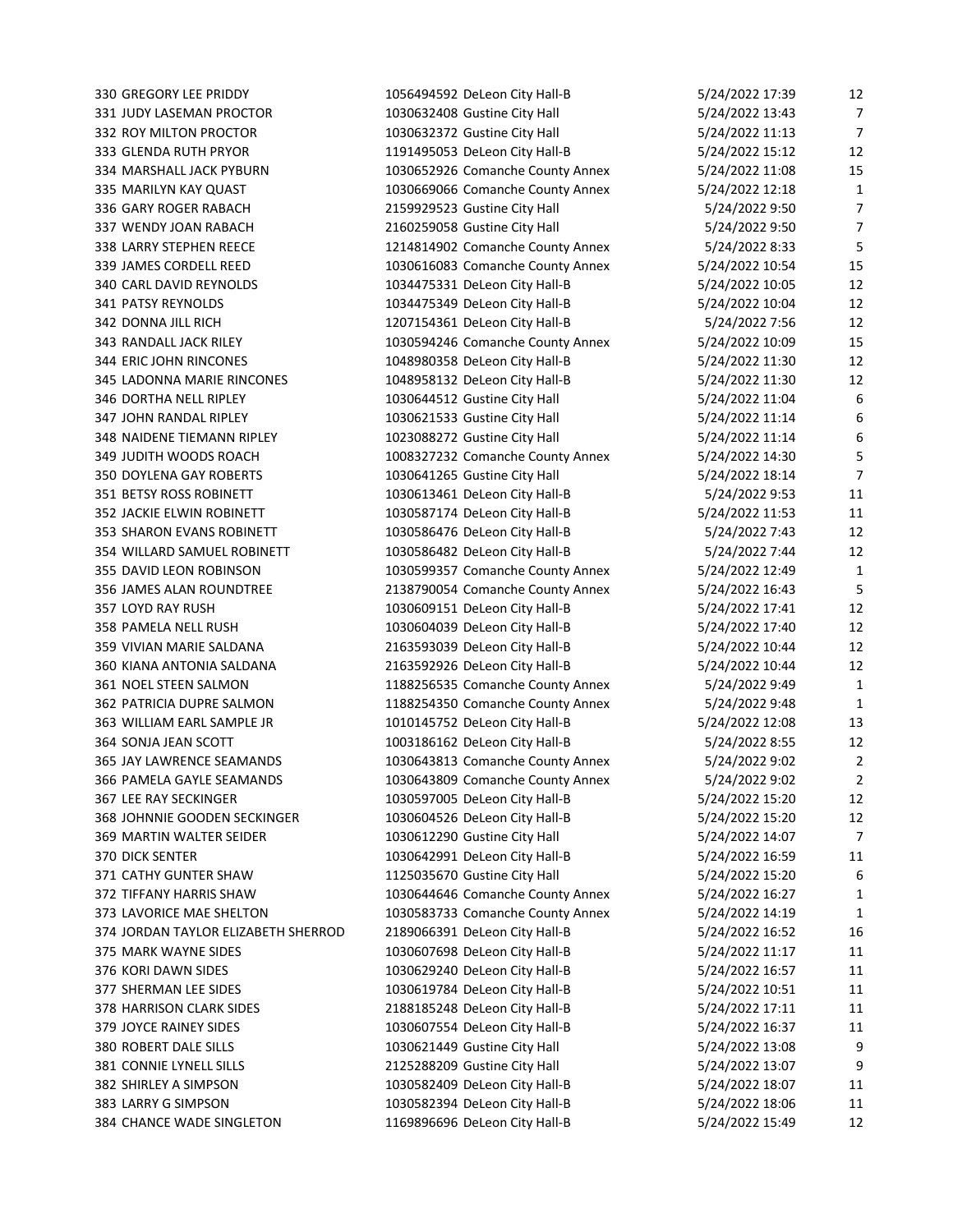| | | | | | |
|---|---|---|---|---|---|
| 330 | GREGORY LEE PRIDDY | 1056494592 | DeLeon City Hall-B | 5/24/2022 17:39 | 12 |
| 331 | JUDY LASEMAN PROCTOR | 1030632408 | Gustine City Hall | 5/24/2022 13:43 | 7 |
| 332 | ROY MILTON PROCTOR | 1030632372 | Gustine City Hall | 5/24/2022 11:13 | 7 |
| 333 | GLENDA RUTH PRYOR | 1191495053 | DeLeon City Hall-B | 5/24/2022 15:12 | 12 |
| 334 | MARSHALL JACK PYBURN | 1030652926 | Comanche County Annex | 5/24/2022 11:08 | 15 |
| 335 | MARILYN KAY QUAST | 1030669066 | Comanche County Annex | 5/24/2022 12:18 | 1 |
| 336 | GARY ROGER RABACH | 2159929523 | Gustine City Hall | 5/24/2022 9:50 | 7 |
| 337 | WENDY JOAN RABACH | 2160259058 | Gustine City Hall | 5/24/2022 9:50 | 7 |
| 338 | LARRY STEPHEN REECE | 1214814902 | Comanche County Annex | 5/24/2022 8:33 | 5 |
| 339 | JAMES CORDELL REED | 1030616083 | Comanche County Annex | 5/24/2022 10:54 | 15 |
| 340 | CARL DAVID REYNOLDS | 1034475331 | DeLeon City Hall-B | 5/24/2022 10:05 | 12 |
| 341 | PATSY REYNOLDS | 1034475349 | DeLeon City Hall-B | 5/24/2022 10:04 | 12 |
| 342 | DONNA JILL RICH | 1207154361 | DeLeon City Hall-B | 5/24/2022 7:56 | 12 |
| 343 | RANDALL JACK RILEY | 1030594246 | Comanche County Annex | 5/24/2022 10:09 | 15 |
| 344 | ERIC JOHN RINCONES | 1048980358 | DeLeon City Hall-B | 5/24/2022 11:30 | 12 |
| 345 | LADONNA MARIE RINCONES | 1048958132 | DeLeon City Hall-B | 5/24/2022 11:30 | 12 |
| 346 | DORTHA NELL RIPLEY | 1030644512 | Gustine City Hall | 5/24/2022 11:04 | 6 |
| 347 | JOHN RANDAL RIPLEY | 1030621533 | Gustine City Hall | 5/24/2022 11:14 | 6 |
| 348 | NAIDENE TIEMANN RIPLEY | 1023088272 | Gustine City Hall | 5/24/2022 11:14 | 6 |
| 349 | JUDITH WOODS ROACH | 1008327232 | Comanche County Annex | 5/24/2022 14:30 | 5 |
| 350 | DOYLENA GAY ROBERTS | 1030641265 | Gustine City Hall | 5/24/2022 18:14 | 7 |
| 351 | BETSY ROSS ROBINETT | 1030613461 | DeLeon City Hall-B | 5/24/2022 9:53 | 11 |
| 352 | JACKIE ELWIN ROBINETT | 1030587174 | DeLeon City Hall-B | 5/24/2022 11:53 | 11 |
| 353 | SHARON EVANS ROBINETT | 1030586476 | DeLeon City Hall-B | 5/24/2022 7:43 | 12 |
| 354 | WILLARD SAMUEL ROBINETT | 1030586482 | DeLeon City Hall-B | 5/24/2022 7:44 | 12 |
| 355 | DAVID LEON ROBINSON | 1030599357 | Comanche County Annex | 5/24/2022 12:49 | 1 |
| 356 | JAMES ALAN ROUNDTREE | 2138790054 | Comanche County Annex | 5/24/2022 16:43 | 5 |
| 357 | LOYD RAY RUSH | 1030609151 | DeLeon City Hall-B | 5/24/2022 17:41 | 12 |
| 358 | PAMELA NELL RUSH | 1030604039 | DeLeon City Hall-B | 5/24/2022 17:40 | 12 |
| 359 | VIVIAN MARIE SALDANA | 2163593039 | DeLeon City Hall-B | 5/24/2022 10:44 | 12 |
| 360 | KIANA ANTONIA SALDANA | 2163592926 | DeLeon City Hall-B | 5/24/2022 10:44 | 12 |
| 361 | NOEL STEEN SALMON | 1188256535 | Comanche County Annex | 5/24/2022 9:49 | 1 |
| 362 | PATRICIA DUPRE SALMON | 1188254350 | Comanche County Annex | 5/24/2022 9:48 | 1 |
| 363 | WILLIAM EARL SAMPLE JR | 1010145752 | DeLeon City Hall-B | 5/24/2022 12:08 | 13 |
| 364 | SONJA JEAN SCOTT | 1003186162 | DeLeon City Hall-B | 5/24/2022 8:55 | 12 |
| 365 | JAY LAWRENCE SEAMANDS | 1030643813 | Comanche County Annex | 5/24/2022 9:02 | 2 |
| 366 | PAMELA GAYLE SEAMANDS | 1030643809 | Comanche County Annex | 5/24/2022 9:02 | 2 |
| 367 | LEE RAY SECKINGER | 1030597005 | DeLeon City Hall-B | 5/24/2022 15:20 | 12 |
| 368 | JOHNNIE GOODEN SECKINGER | 1030604526 | DeLeon City Hall-B | 5/24/2022 15:20 | 12 |
| 369 | MARTIN WALTER SEIDER | 1030612290 | Gustine City Hall | 5/24/2022 14:07 | 7 |
| 370 | DICK SENTER | 1030642991 | DeLeon City Hall-B | 5/24/2022 16:59 | 11 |
| 371 | CATHY GUNTER SHAW | 1125035670 | Gustine City Hall | 5/24/2022 15:20 | 6 |
| 372 | TIFFANY HARRIS SHAW | 1030644646 | Comanche County Annex | 5/24/2022 16:27 | 1 |
| 373 | LAVORICE MAE SHELTON | 1030583733 | Comanche County Annex | 5/24/2022 14:19 | 1 |
| 374 | JORDAN TAYLOR ELIZABETH SHERROD | 2189066391 | DeLeon City Hall-B | 5/24/2022 16:52 | 16 |
| 375 | MARK WAYNE SIDES | 1030607698 | DeLeon City Hall-B | 5/24/2022 11:17 | 11 |
| 376 | KORI DAWN SIDES | 1030629240 | DeLeon City Hall-B | 5/24/2022 16:57 | 11 |
| 377 | SHERMAN LEE SIDES | 1030619784 | DeLeon City Hall-B | 5/24/2022 10:51 | 11 |
| 378 | HARRISON CLARK SIDES | 2188185248 | DeLeon City Hall-B | 5/24/2022 17:11 | 11 |
| 379 | JOYCE RAINEY SIDES | 1030607554 | DeLeon City Hall-B | 5/24/2022 16:37 | 11 |
| 380 | ROBERT DALE SILLS | 1030621449 | Gustine City Hall | 5/24/2022 13:08 | 9 |
| 381 | CONNIE LYNELL SILLS | 2125288209 | Gustine City Hall | 5/24/2022 13:07 | 9 |
| 382 | SHIRLEY A SIMPSON | 1030582409 | DeLeon City Hall-B | 5/24/2022 18:07 | 11 |
| 383 | LARRY G SIMPSON | 1030582394 | DeLeon City Hall-B | 5/24/2022 18:06 | 11 |
| 384 | CHANCE WADE SINGLETON | 1169896696 | DeLeon City Hall-B | 5/24/2022 15:49 | 12 |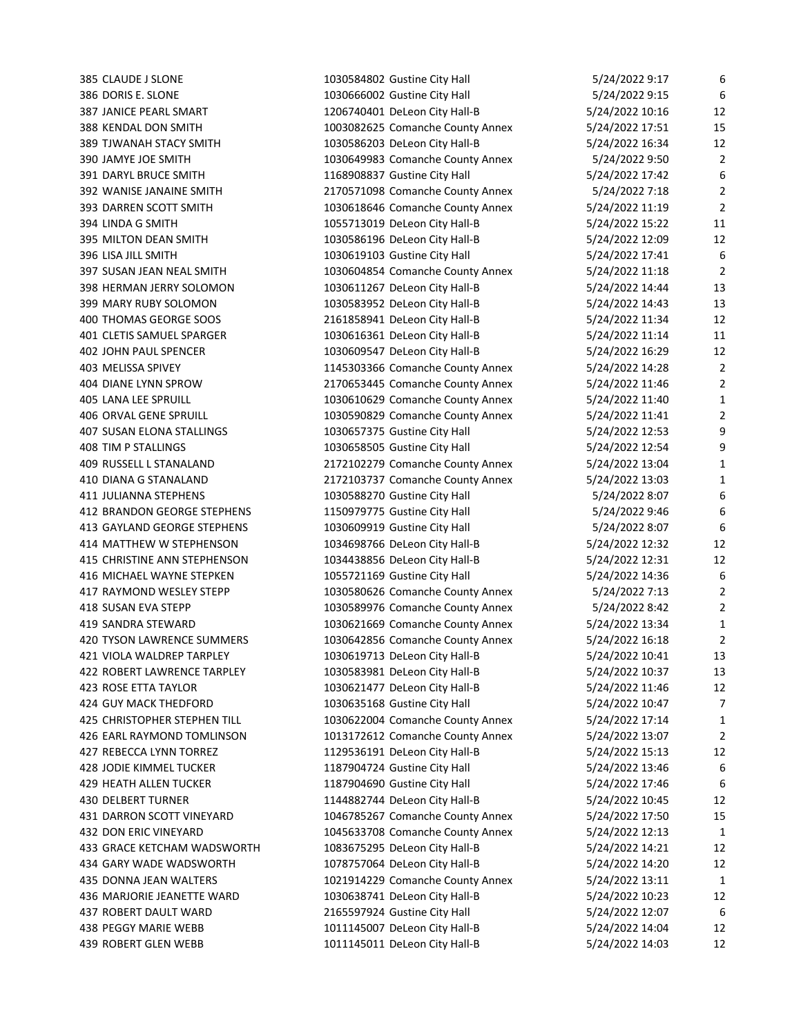| | | | | | |
|---|---|---|---|---|---|
| 385 | CLAUDE J SLONE | 1030584802 | Gustine City Hall | 5/24/2022 9:17 | 6 |
| 386 | DORIS E. SLONE | 1030666002 | Gustine City Hall | 5/24/2022 9:15 | 6 |
| 387 | JANICE PEARL SMART | 1206740401 | DeLeon City Hall-B | 5/24/2022 10:16 | 12 |
| 388 | KENDAL DON SMITH | 1003082625 | Comanche County Annex | 5/24/2022 17:51 | 15 |
| 389 | TJWANAH STACY SMITH | 1030586203 | DeLeon City Hall-B | 5/24/2022 16:34 | 12 |
| 390 | JAMYE JOE SMITH | 1030649983 | Comanche County Annex | 5/24/2022 9:50 | 2 |
| 391 | DARYL BRUCE SMITH | 1168908837 | Gustine City Hall | 5/24/2022 17:42 | 6 |
| 392 | WANISE JANAINE SMITH | 2170571098 | Comanche County Annex | 5/24/2022 7:18 | 2 |
| 393 | DARREN SCOTT SMITH | 1030618646 | Comanche County Annex | 5/24/2022 11:19 | 2 |
| 394 | LINDA G SMITH | 1055713019 | DeLeon City Hall-B | 5/24/2022 15:22 | 11 |
| 395 | MILTON DEAN SMITH | 1030586196 | DeLeon City Hall-B | 5/24/2022 12:09 | 12 |
| 396 | LISA JILL SMITH | 1030619103 | Gustine City Hall | 5/24/2022 17:41 | 6 |
| 397 | SUSAN JEAN NEAL SMITH | 1030604854 | Comanche County Annex | 5/24/2022 11:18 | 2 |
| 398 | HERMAN JERRY SOLOMON | 1030611267 | DeLeon City Hall-B | 5/24/2022 14:44 | 13 |
| 399 | MARY RUBY SOLOMON | 1030583952 | DeLeon City Hall-B | 5/24/2022 14:43 | 13 |
| 400 | THOMAS GEORGE SOOS | 2161858941 | DeLeon City Hall-B | 5/24/2022 11:34 | 12 |
| 401 | CLETIS SAMUEL SPARGER | 1030616361 | DeLeon City Hall-B | 5/24/2022 11:14 | 11 |
| 402 | JOHN PAUL SPENCER | 1030609547 | DeLeon City Hall-B | 5/24/2022 16:29 | 12 |
| 403 | MELISSA SPIVEY | 1145303366 | Comanche County Annex | 5/24/2022 14:28 | 2 |
| 404 | DIANE LYNN SPROW | 2170653445 | Comanche County Annex | 5/24/2022 11:46 | 2 |
| 405 | LANA LEE SPRUILL | 1030610629 | Comanche County Annex | 5/24/2022 11:40 | 1 |
| 406 | ORVAL GENE SPRUILL | 1030590829 | Comanche County Annex | 5/24/2022 11:41 | 2 |
| 407 | SUSAN ELONA STALLINGS | 1030657375 | Gustine City Hall | 5/24/2022 12:53 | 9 |
| 408 | TIM P STALLINGS | 1030658505 | Gustine City Hall | 5/24/2022 12:54 | 9 |
| 409 | RUSSELL L STANALAND | 2172102279 | Comanche County Annex | 5/24/2022 13:04 | 1 |
| 410 | DIANA G STANALAND | 2172103737 | Comanche County Annex | 5/24/2022 13:03 | 1 |
| 411 | JULIANNA STEPHENS | 1030588270 | Gustine City Hall | 5/24/2022 8:07 | 6 |
| 412 | BRANDON GEORGE STEPHENS | 1150979775 | Gustine City Hall | 5/24/2022 9:46 | 6 |
| 413 | GAYLAND GEORGE STEPHENS | 1030609919 | Gustine City Hall | 5/24/2022 8:07 | 6 |
| 414 | MATTHEW W STEPHENSON | 1034698766 | DeLeon City Hall-B | 5/24/2022 12:32 | 12 |
| 415 | CHRISTINE ANN STEPHENSON | 1034438856 | DeLeon City Hall-B | 5/24/2022 12:31 | 12 |
| 416 | MICHAEL WAYNE STEPKEN | 1055721169 | Gustine City Hall | 5/24/2022 14:36 | 6 |
| 417 | RAYMOND WESLEY STEPP | 1030580626 | Comanche County Annex | 5/24/2022 7:13 | 2 |
| 418 | SUSAN EVA STEPP | 1030589976 | Comanche County Annex | 5/24/2022 8:42 | 2 |
| 419 | SANDRA STEWARD | 1030621669 | Comanche County Annex | 5/24/2022 13:34 | 1 |
| 420 | TYSON LAWRENCE SUMMERS | 1030642856 | Comanche County Annex | 5/24/2022 16:18 | 2 |
| 421 | VIOLA WALDREP TARPLEY | 1030619713 | DeLeon City Hall-B | 5/24/2022 10:41 | 13 |
| 422 | ROBERT LAWRENCE TARPLEY | 1030583981 | DeLeon City Hall-B | 5/24/2022 10:37 | 13 |
| 423 | ROSE ETTA TAYLOR | 1030621477 | DeLeon City Hall-B | 5/24/2022 11:46 | 12 |
| 424 | GUY MACK THEDFORD | 1030635168 | Gustine City Hall | 5/24/2022 10:47 | 7 |
| 425 | CHRISTOPHER STEPHEN TILL | 1030622004 | Comanche County Annex | 5/24/2022 17:14 | 1 |
| 426 | EARL RAYMOND TOMLINSON | 1013172612 | Comanche County Annex | 5/24/2022 13:07 | 2 |
| 427 | REBECCA LYNN TORREZ | 1129536191 | DeLeon City Hall-B | 5/24/2022 15:13 | 12 |
| 428 | JODIE KIMMEL TUCKER | 1187904724 | Gustine City Hall | 5/24/2022 13:46 | 6 |
| 429 | HEATH ALLEN TUCKER | 1187904690 | Gustine City Hall | 5/24/2022 17:46 | 6 |
| 430 | DELBERT TURNER | 1144882744 | DeLeon City Hall-B | 5/24/2022 10:45 | 12 |
| 431 | DARRON SCOTT VINEYARD | 1046785267 | Comanche County Annex | 5/24/2022 17:50 | 15 |
| 432 | DON ERIC VINEYARD | 1045633708 | Comanche County Annex | 5/24/2022 12:13 | 1 |
| 433 | GRACE KETCHAM WADSWORTH | 1083675295 | DeLeon City Hall-B | 5/24/2022 14:21 | 12 |
| 434 | GARY WADE WADSWORTH | 1078757064 | DeLeon City Hall-B | 5/24/2022 14:20 | 12 |
| 435 | DONNA JEAN WALTERS | 1021914229 | Comanche County Annex | 5/24/2022 13:11 | 1 |
| 436 | MARJORIE JEANETTE WARD | 1030638741 | DeLeon City Hall-B | 5/24/2022 10:23 | 12 |
| 437 | ROBERT DAULT WARD | 2165597924 | Gustine City Hall | 5/24/2022 12:07 | 6 |
| 438 | PEGGY MARIE WEBB | 1011145007 | DeLeon City Hall-B | 5/24/2022 14:04 | 12 |
| 439 | ROBERT GLEN WEBB | 1011145011 | DeLeon City Hall-B | 5/24/2022 14:03 | 12 |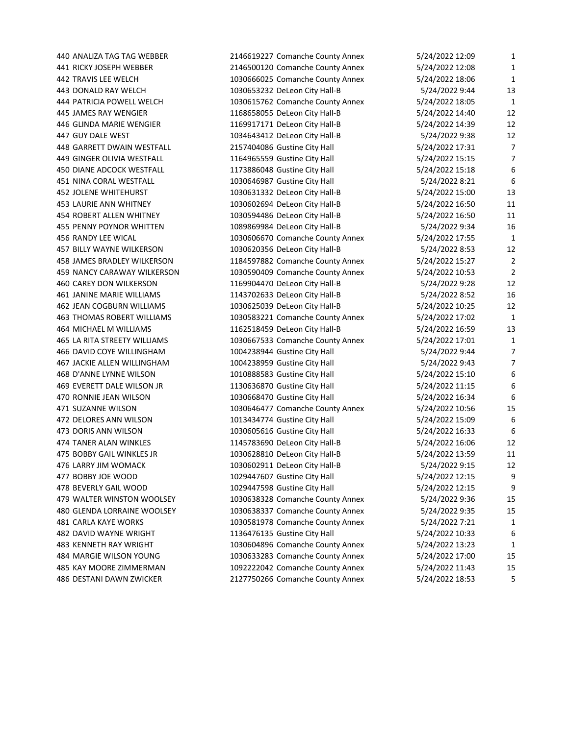| | | | | | |
|---|---|---|---|---|---|
| 440 | ANALIZA TAG TAG WEBBER | 2146619227 | Comanche County Annex | 5/24/2022 12:09 | 1 |
| 441 | RICKY JOSEPH WEBBER | 2146500120 | Comanche County Annex | 5/24/2022 12:08 | 1 |
| 442 | TRAVIS LEE WELCH | 1030666025 | Comanche County Annex | 5/24/2022 18:06 | 1 |
| 443 | DONALD RAY WELCH | 1030653232 | DeLeon City Hall-B | 5/24/2022 9:44 | 13 |
| 444 | PATRICIA POWELL WELCH | 1030615762 | Comanche County Annex | 5/24/2022 18:05 | 1 |
| 445 | JAMES RAY WENGIER | 1168658055 | DeLeon City Hall-B | 5/24/2022 14:40 | 12 |
| 446 | GLINDA MARIE WENGIER | 1169917171 | DeLeon City Hall-B | 5/24/2022 14:39 | 12 |
| 447 | GUY DALE WEST | 1034643412 | DeLeon City Hall-B | 5/24/2022 9:38 | 12 |
| 448 | GARRETT DWAIN WESTFALL | 2157404086 | Gustine City Hall | 5/24/2022 17:31 | 7 |
| 449 | GINGER OLIVIA WESTFALL | 1164965559 | Gustine City Hall | 5/24/2022 15:15 | 7 |
| 450 | DIANE ADCOCK WESTFALL | 1173886048 | Gustine City Hall | 5/24/2022 15:18 | 6 |
| 451 | NINA CORAL WESTFALL | 1030646987 | Gustine City Hall | 5/24/2022 8:21 | 6 |
| 452 | JOLENE WHITEHURST | 1030631332 | DeLeon City Hall-B | 5/24/2022 15:00 | 13 |
| 453 | LAURIE ANN WHITNEY | 1030602694 | DeLeon City Hall-B | 5/24/2022 16:50 | 11 |
| 454 | ROBERT ALLEN WHITNEY | 1030594486 | DeLeon City Hall-B | 5/24/2022 16:50 | 11 |
| 455 | PENNY POYNOR WHITTEN | 1089869984 | DeLeon City Hall-B | 5/24/2022 9:34 | 16 |
| 456 | RANDY LEE WICAL | 1030606670 | Comanche County Annex | 5/24/2022 17:55 | 1 |
| 457 | BILLY WAYNE WILKERSON | 1030620356 | DeLeon City Hall-B | 5/24/2022 8:53 | 12 |
| 458 | JAMES BRADLEY WILKERSON | 1184597882 | Comanche County Annex | 5/24/2022 15:27 | 2 |
| 459 | NANCY CARAWAY WILKERSON | 1030590409 | Comanche County Annex | 5/24/2022 10:53 | 2 |
| 460 | CAREY DON WILKERSON | 1169904470 | DeLeon City Hall-B | 5/24/2022 9:28 | 12 |
| 461 | JANINE MARIE WILLIAMS | 1143702633 | DeLeon City Hall-B | 5/24/2022 8:52 | 16 |
| 462 | JEAN COGBURN WILLIAMS | 1030625039 | DeLeon City Hall-B | 5/24/2022 10:25 | 12 |
| 463 | THOMAS ROBERT WILLIAMS | 1030583221 | Comanche County Annex | 5/24/2022 17:02 | 1 |
| 464 | MICHAEL M WILLIAMS | 1162518459 | DeLeon City Hall-B | 5/24/2022 16:59 | 13 |
| 465 | LA RITA STREETY WILLIAMS | 1030667533 | Comanche County Annex | 5/24/2022 17:01 | 1 |
| 466 | DAVID COYE WILLINGHAM | 1004238944 | Gustine City Hall | 5/24/2022 9:44 | 7 |
| 467 | JACKIE ALLEN WILLINGHAM | 1004238959 | Gustine City Hall | 5/24/2022 9:43 | 7 |
| 468 | D'ANNE LYNNE WILSON | 1010888583 | Gustine City Hall | 5/24/2022 15:10 | 6 |
| 469 | EVERETT DALE WILSON JR | 1130636870 | Gustine City Hall | 5/24/2022 11:15 | 6 |
| 470 | RONNIE JEAN WILSON | 1030668470 | Gustine City Hall | 5/24/2022 16:34 | 6 |
| 471 | SUZANNE WILSON | 1030646477 | Comanche County Annex | 5/24/2022 10:56 | 15 |
| 472 | DELORES ANN WILSON | 1013434774 | Gustine City Hall | 5/24/2022 15:09 | 6 |
| 473 | DORIS ANN WILSON | 1030605616 | Gustine City Hall | 5/24/2022 16:33 | 6 |
| 474 | TANER ALAN WINKLES | 1145783690 | DeLeon City Hall-B | 5/24/2022 16:06 | 12 |
| 475 | BOBBY GAIL WINKLES JR | 1030628810 | DeLeon City Hall-B | 5/24/2022 13:59 | 11 |
| 476 | LARRY JIM WOMACK | 1030602911 | DeLeon City Hall-B | 5/24/2022 9:15 | 12 |
| 477 | BOBBY JOE WOOD | 1029447607 | Gustine City Hall | 5/24/2022 12:15 | 9 |
| 478 | BEVERLY GAIL WOOD | 1029447598 | Gustine City Hall | 5/24/2022 12:15 | 9 |
| 479 | WALTER WINSTON WOOLSEY | 1030638328 | Comanche County Annex | 5/24/2022 9:36 | 15 |
| 480 | GLENDA LORRAINE WOOLSEY | 1030638337 | Comanche County Annex | 5/24/2022 9:35 | 15 |
| 481 | CARLA KAYE WORKS | 1030581978 | Comanche County Annex | 5/24/2022 7:21 | 1 |
| 482 | DAVID WAYNE WRIGHT | 1136476135 | Gustine City Hall | 5/24/2022 10:33 | 6 |
| 483 | KENNETH RAY WRIGHT | 1030604896 | Comanche County Annex | 5/24/2022 13:23 | 1 |
| 484 | MARGIE WILSON YOUNG | 1030633283 | Comanche County Annex | 5/24/2022 17:00 | 15 |
| 485 | KAY MOORE ZIMMERMAN | 1092222042 | Comanche County Annex | 5/24/2022 11:43 | 15 |
| 486 | DESTANI DAWN ZWICKER | 2127750266 | Comanche County Annex | 5/24/2022 18:53 | 5 |